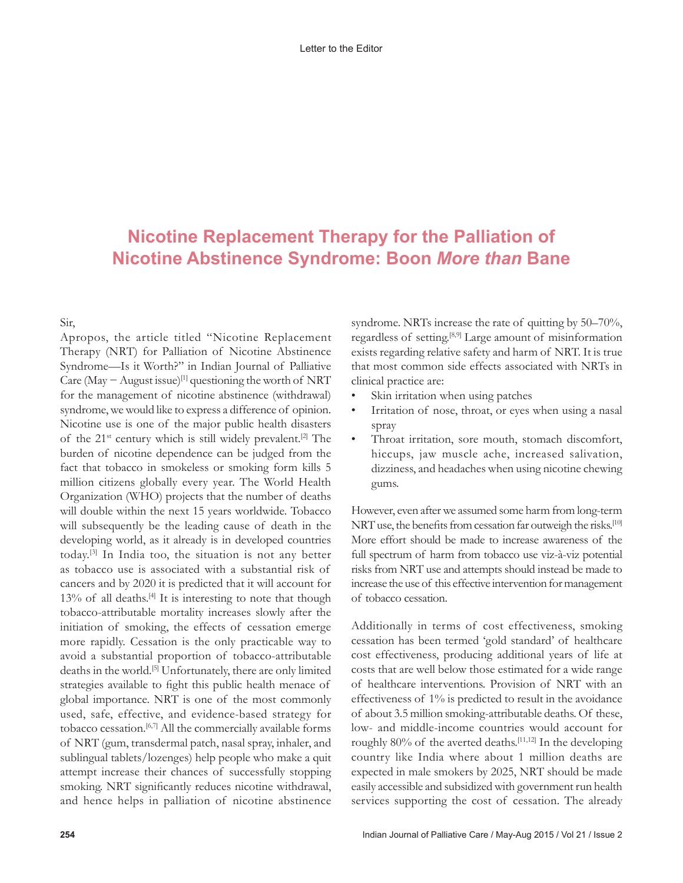# Nicotine Replacement Therapy for the Palliation of Nicotine Abstinence Syndrome: Boon *More than* Bane

Sir,

Apropos, the article titled "Nicotine Replacement Therapy (NRT) for Palliation of Nicotine Abstinence Syndrome—Is it Worth?" in Indian Journal of Palliative Care (May – August issue)[1] questioning the worth of NRT for the management of nicotine abstinence (withdrawal) syndrome, we would like to express a difference of opinion. Nicotine use is one of the major public health disasters of the 21st century which is still widely prevalent.[2] The burden of nicotine dependence can be judged from the fact that tobacco in smokeless or smoking form kills 5 million citizens globally every year. The World Health Organization (WHO) projects that the number of deaths will double within the next 15 years worldwide. Tobacco will subsequently be the leading cause of death in the developing world, as it already is in developed countries today.[3] In India too, the situation is not any better as tobacco use is associated with a substantial risk of cancers and by 2020 it is predicted that it will account for 13% of all deaths.[4] It is interesting to note that though tobacco-attributable mortality increases slowly after the initiation of smoking, the effects of cessation emerge more rapidly. Cessation is the only practicable way to avoid a substantial proportion of tobacco-attributable deaths in the world.[5] Unfortunately, there are only limited strategies available to fight this public health menace of global importance. NRT is one of the most commonly used, safe, effective, and evidence-based strategy for tobacco cessation.[6,7] All the commercially available forms of NRT (gum, transdermal patch, nasal spray, inhaler, and sublingual tablets/lozenges) help people who make a quit attempt increase their chances of successfully stopping smoking. NRT significantly reduces nicotine withdrawal, and hence helps in palliation of nicotine abstinence syndrome. NRTs increase the rate of quitting by 50–70%, regardless of setting.[8,9] Large amount of misinformation exists regarding relative safety and harm of NRT. It is true that most common side effects associated with NRTs in clinical practice are:

- Skin irritation when using patches
- Irritation of nose, throat, or eyes when using a nasal spray
- Throat irritation, sore mouth, stomach discomfort, hiccups, jaw muscle ache, increased salivation, dizziness, and headaches when using nicotine chewing gums.

However, even after we assumed some harm from long-term NRT use, the benefits from cessation far outweigh the risks.[10] More effort should be made to increase awareness of the full spectrum of harm from tobacco use viz-à-viz potential risks from NRT use and attempts should instead be made to increase the use of this effective intervention for management of tobacco cessation.

Additionally in terms of cost effectiveness, smoking cessation has been termed 'gold standard' of healthcare cost effectiveness, producing additional years of life at costs that are well below those estimated for a wide range of healthcare interventions. Provision of NRT with an effectiveness of 1% is predicted to result in the avoidance of about 3.5 million smoking-attributable deaths. Of these, low- and middle-income countries would account for roughly 80% of the averted deaths.[11,12] In the developing country like India where about 1 million deaths are expected in male smokers by 2025, NRT should be made easily accessible and subsidized with government run health services supporting the cost of cessation. The already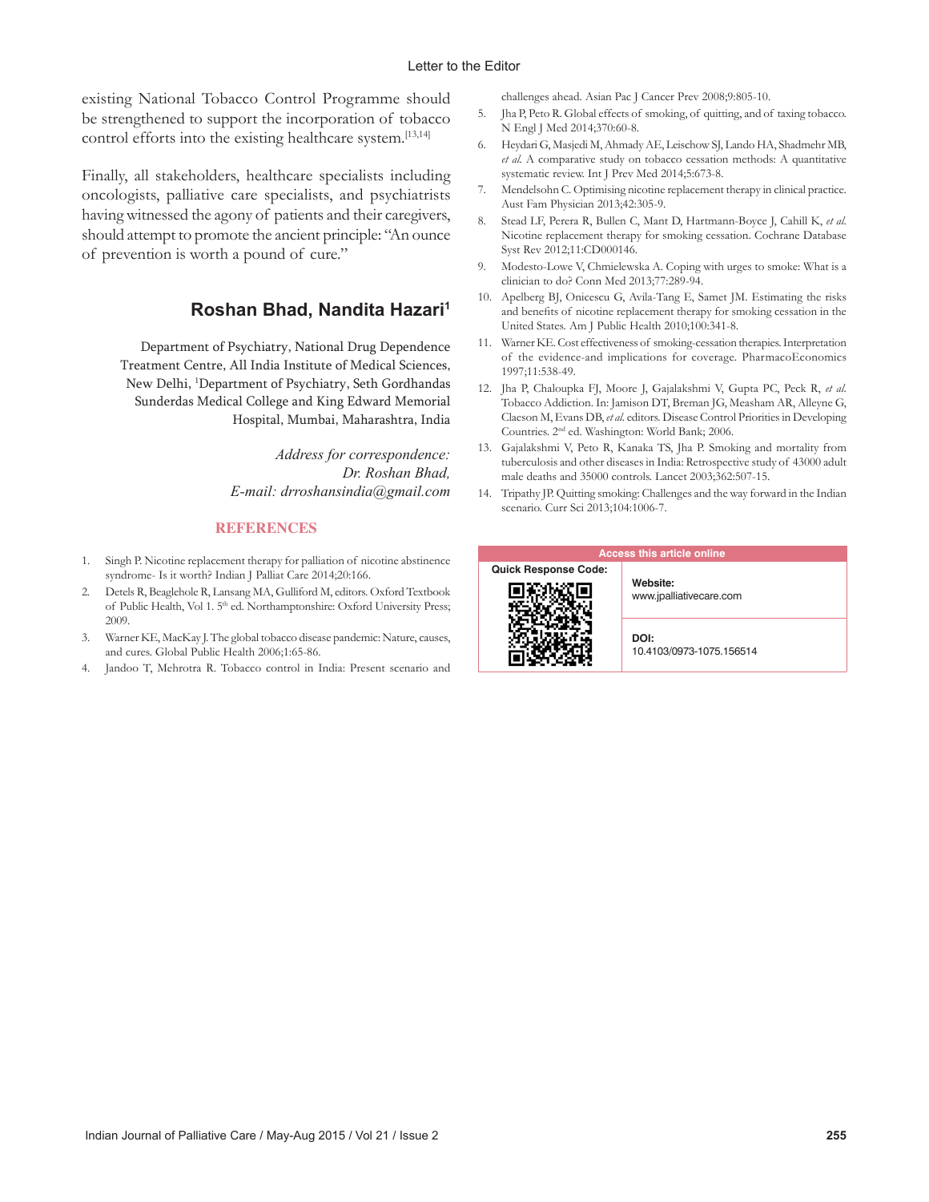existing National Tobacco Control Programme should be strengthened to support the incorporation of tobacco control efforts into the existing healthcare system.[13,14]

Finally, all stakeholders, healthcare specialists including oncologists, palliative care specialists, and psychiatrists having witnessed the agony of patients and their caregivers, should attempt to promote the ancient principle: "An ounce of prevention is worth a pound of cure."

## Roshan Bhad, Nandita Hazari[1]

Department of Psychiatry, National Drug Dependence Treatment Centre, All India Institute of Medical Sciences, New Delhi, [1]Department of Psychiatry, Seth Gordhandas Sunderdas Medical College and King Edward Memorial Hospital, Mumbai, Maharashtra, India

*Address for correspondence:*
*Dr. Roshan Bhad,*
*E-mail: drroshansindia@gmail.com*

## REFERENCES

1. Singh P. Nicotine replacement therapy for palliation of nicotine abstinence syndrome- Is it worth? Indian J Palliat Care 2014;20:166.
2. Detels R, Beaglehole R, Lansang MA, Gulliford M, editors. Oxford Textbook of Public Health, Vol 1. 5th ed. Northamptonshire: Oxford University Press; 2009.
3. Warner KE, MacKay J. The global tobacco disease pandemic: Nature, causes, and cures. Global Public Health 2006;1:65-86.
4. Jandoo T, Mehrotra R. Tobacco control in India: Present scenario and challenges ahead. Asian Pac J Cancer Prev 2008;9:805-10.
5. Jha P, Peto R. Global effects of smoking, of quitting, and of taxing tobacco. N Engl J Med 2014;370:60-8.
6. Heydari G, Masjedi M, Ahmady AE, Leischow SJ, Lando HA, Shadmehr MB, *et al.* A comparative study on tobacco cessation methods: A quantitative systematic review. Int J Prev Med 2014;5:673-8.
7. Mendelsohn C. Optimising nicotine replacement therapy in clinical practice. Aust Fam Physician 2013;42:305-9.
8. Stead LF, Perera R, Bullen C, Mant D, Hartmann-Boyce J, Cahill K, *et al.* Nicotine replacement therapy for smoking cessation. Cochrane Database Syst Rev 2012;11:CD000146.
9. Modesto-Lowe V, Chmielewska A. Coping with urges to smoke: What is a clinician to do? Conn Med 2013;77:289-94.
10. Apelberg BJ, Onicescu G, Avila-Tang E, Samet JM. Estimating the risks and benefits of nicotine replacement therapy for smoking cessation in the United States. Am J Public Health 2010;100:341-8.
11. Warner KE. Cost effectiveness of smoking-cessation therapies. Interpretation of the evidence-and implications for coverage. PharmacoEconomics 1997;11:538-49.
12. Jha P, Chaloupka FJ, Moore J, Gajalakshmi V, Gupta PC, Peck R, *et al.* Tobacco Addiction. In: Jamison DT, Breman JG, Measham AR, Alleyne G, Claeson M, Evans DB, *et al.* editors. Disease Control Priorities in Developing Countries. 2nd ed. Washington: World Bank; 2006.
13. Gajalakshmi V, Peto R, Kanaka TS, Jha P. Smoking and mortality from tuberculosis and other diseases in India: Retrospective study of 43000 adult male deaths and 35000 controls. Lancet 2003;362:507-15.
14. Tripathy JP. Quitting smoking: Challenges and the way forward in the Indian scenario. Curr Sci 2013;104:1006-7.

| Access this article online | |
|---|---|
| Quick Response Code: | Website: www.jpalliativecare.com |
| | DOI: 10.4103/0973-1075.156514 |